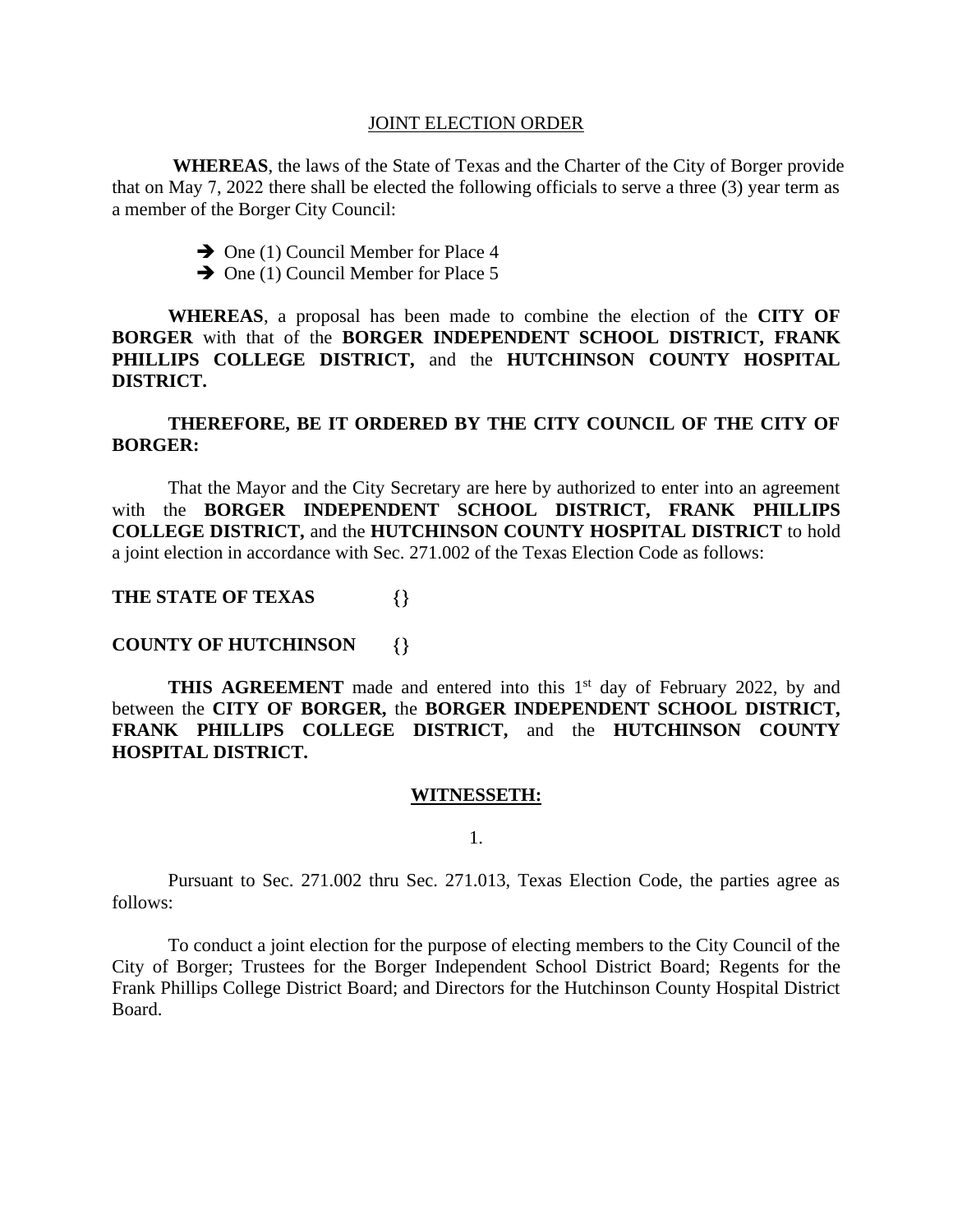JOINT ELECTION ORDER

**WHEREAS**, the laws of the State of Texas and the Charter of the City of Borger provide that on May 7, 2022 there shall be elected the following officials to serve a three (3) year term as a member of the Borger City Council:

- ➔ One (1) Council Member for Place 4
- ➔ One (1) Council Member for Place 5

**WHEREAS**, a proposal has been made to combine the election of the **CITY OF BORGER** with that of the **BORGER INDEPENDENT SCHOOL DISTRICT, FRANK PHILLIPS COLLEGE DISTRICT,** and the **HUTCHINSON COUNTY HOSPITAL DISTRICT.**

**THEREFORE, BE IT ORDERED BY THE CITY COUNCIL OF THE CITY OF BORGER:**

That the Mayor and the City Secretary are here by authorized to enter into an agreement with the **BORGER INDEPENDENT SCHOOL DISTRICT, FRANK PHILLIPS COLLEGE DISTRICT,** and the **HUTCHINSON COUNTY HOSPITAL DISTRICT** to hold a joint election in accordance with Sec. 271.002 of the Texas Election Code as follows:

**THE STATE OF TEXAS {}**

**COUNTY OF HUTCHINSON {}**

**THIS AGREEMENT** made and entered into this 1st day of February 2022, by and between the **CITY OF BORGER,** the **BORGER INDEPENDENT SCHOOL DISTRICT, FRANK PHILLIPS COLLEGE DISTRICT,** and the **HUTCHINSON COUNTY HOSPITAL DISTRICT.**

**WITNESSETH:**

1.

Pursuant to Sec. 271.002 thru Sec. 271.013, Texas Election Code, the parties agree as follows:

To conduct a joint election for the purpose of electing members to the City Council of the City of Borger; Trustees for the Borger Independent School District Board; Regents for the Frank Phillips College District Board; and Directors for the Hutchinson County Hospital District Board.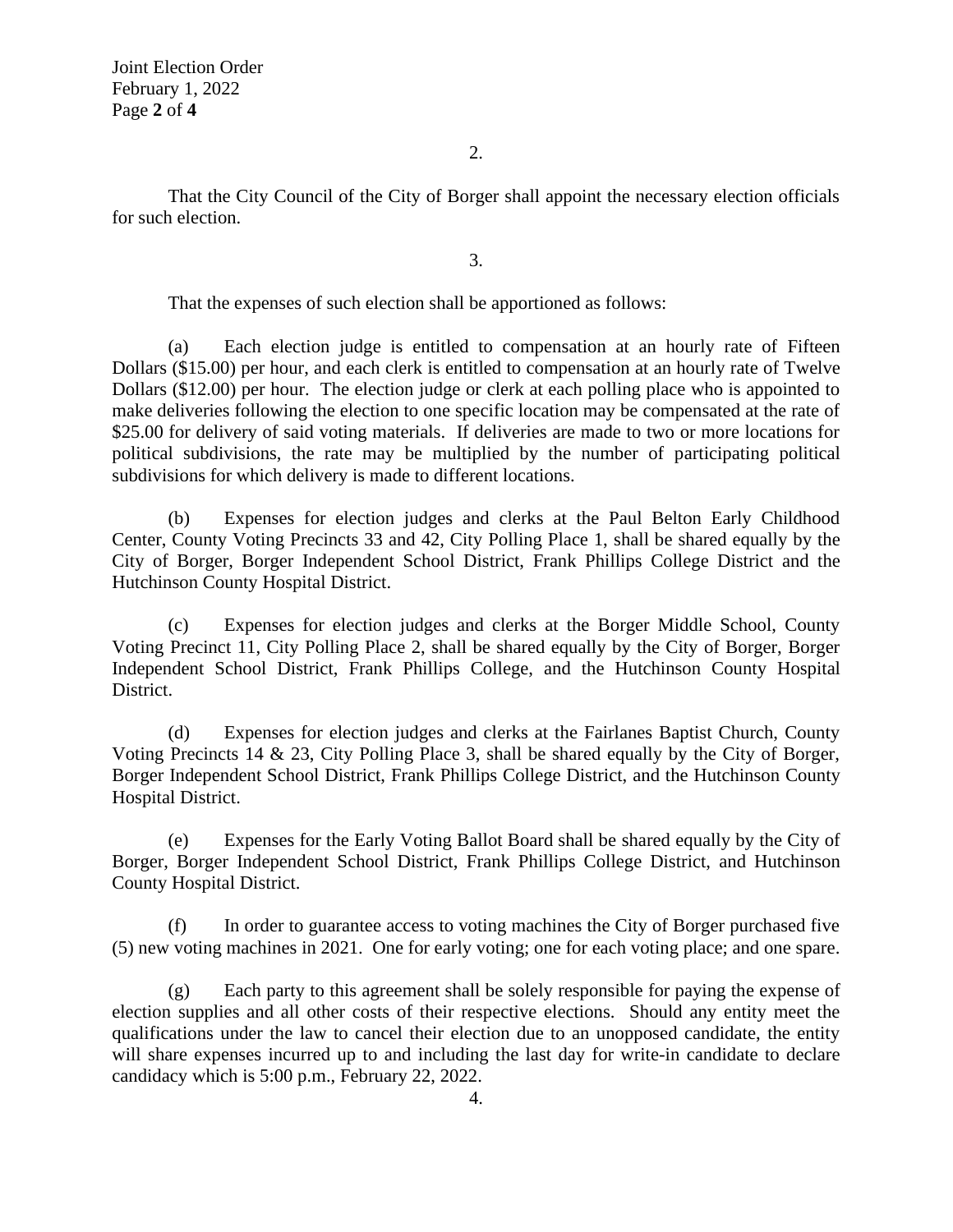2.

That the City Council of the City of Borger shall appoint the necessary election officials for such election.

3.

That the expenses of such election shall be apportioned as follows:

(a) Each election judge is entitled to compensation at an hourly rate of Fifteen Dollars ($15.00) per hour, and each clerk is entitled to compensation at an hourly rate of Twelve Dollars ($12.00) per hour. The election judge or clerk at each polling place who is appointed to make deliveries following the election to one specific location may be compensated at the rate of $25.00 for delivery of said voting materials. If deliveries are made to two or more locations for political subdivisions, the rate may be multiplied by the number of participating political subdivisions for which delivery is made to different locations.

(b) Expenses for election judges and clerks at the Paul Belton Early Childhood Center, County Voting Precincts 33 and 42, City Polling Place 1, shall be shared equally by the City of Borger, Borger Independent School District, Frank Phillips College District and the Hutchinson County Hospital District.

(c) Expenses for election judges and clerks at the Borger Middle School, County Voting Precinct 11, City Polling Place 2, shall be shared equally by the City of Borger, Borger Independent School District, Frank Phillips College, and the Hutchinson County Hospital District.

(d) Expenses for election judges and clerks at the Fairlanes Baptist Church, County Voting Precincts 14 & 23, City Polling Place 3, shall be shared equally by the City of Borger, Borger Independent School District, Frank Phillips College District, and the Hutchinson County Hospital District.

(e) Expenses for the Early Voting Ballot Board shall be shared equally by the City of Borger, Borger Independent School District, Frank Phillips College District, and Hutchinson County Hospital District.

(f) In order to guarantee access to voting machines the City of Borger purchased five (5) new voting machines in 2021. One for early voting; one for each voting place; and one spare.

(g) Each party to this agreement shall be solely responsible for paying the expense of election supplies and all other costs of their respective elections. Should any entity meet the qualifications under the law to cancel their election due to an unopposed candidate, the entity will share expenses incurred up to and including the last day for write-in candidate to declare candidacy which is 5:00 p.m., February 22, 2022.

4.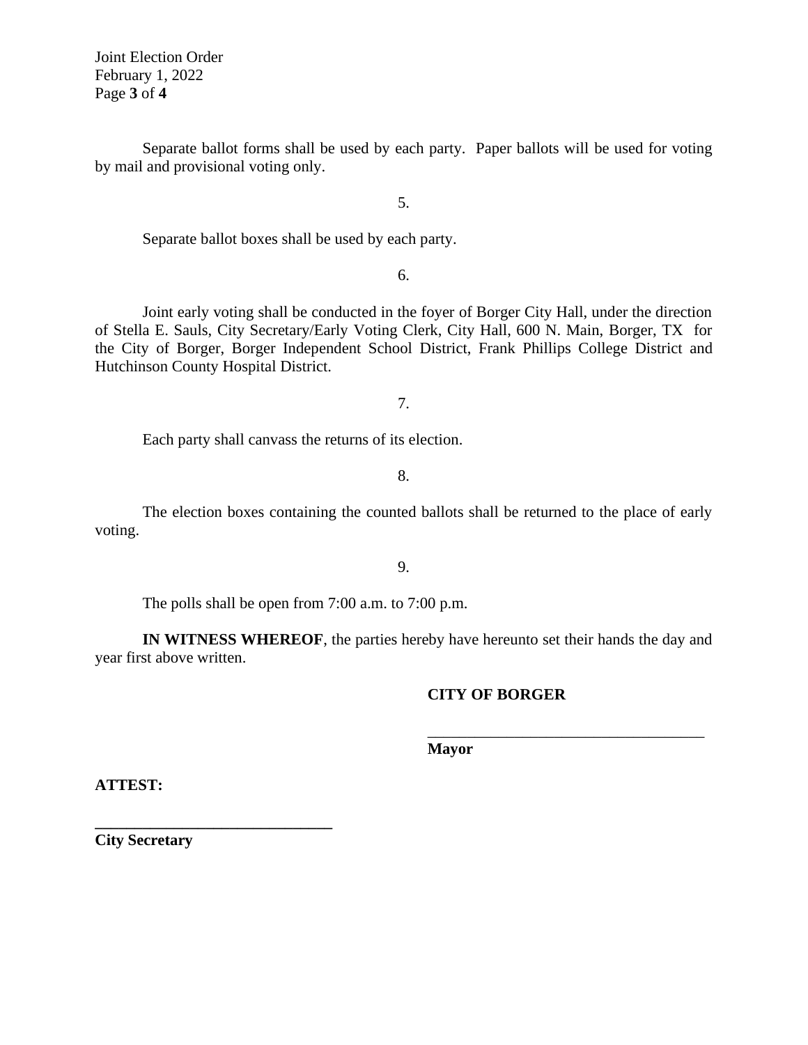Separate ballot forms shall be used by each party. Paper ballots will be used for voting by mail and provisional voting only.

5.

Separate ballot boxes shall be used by each party.

6.

Joint early voting shall be conducted in the foyer of Borger City Hall, under the direction of Stella E. Sauls, City Secretary/Early Voting Clerk, City Hall, 600 N. Main, Borger, TX for the City of Borger, Borger Independent School District, Frank Phillips College District and Hutchinson County Hospital District.

7.

Each party shall canvass the returns of its election.

8.

The election boxes containing the counted ballots shall be returned to the place of early voting.

9.

The polls shall be open from 7:00 a.m. to 7:00 p.m.

**IN WITNESS WHEREOF**, the parties hereby have hereunto set their hands the day and year first above written.

**CITY OF BORGER**

\_\_\_\_\_\_\_\_\_\_\_\_\_\_\_\_\_\_\_\_\_\_\_\_\_\_\_\_\_\_\_\_\_\_\_\_

**Mayor**

**ATTEST:**

\_\_\_\_\_\_\_\_\_\_\_\_\_\_\_\_\_\_\_\_\_\_\_\_\_\_\_\_\_\_\_\_

**City Secretary**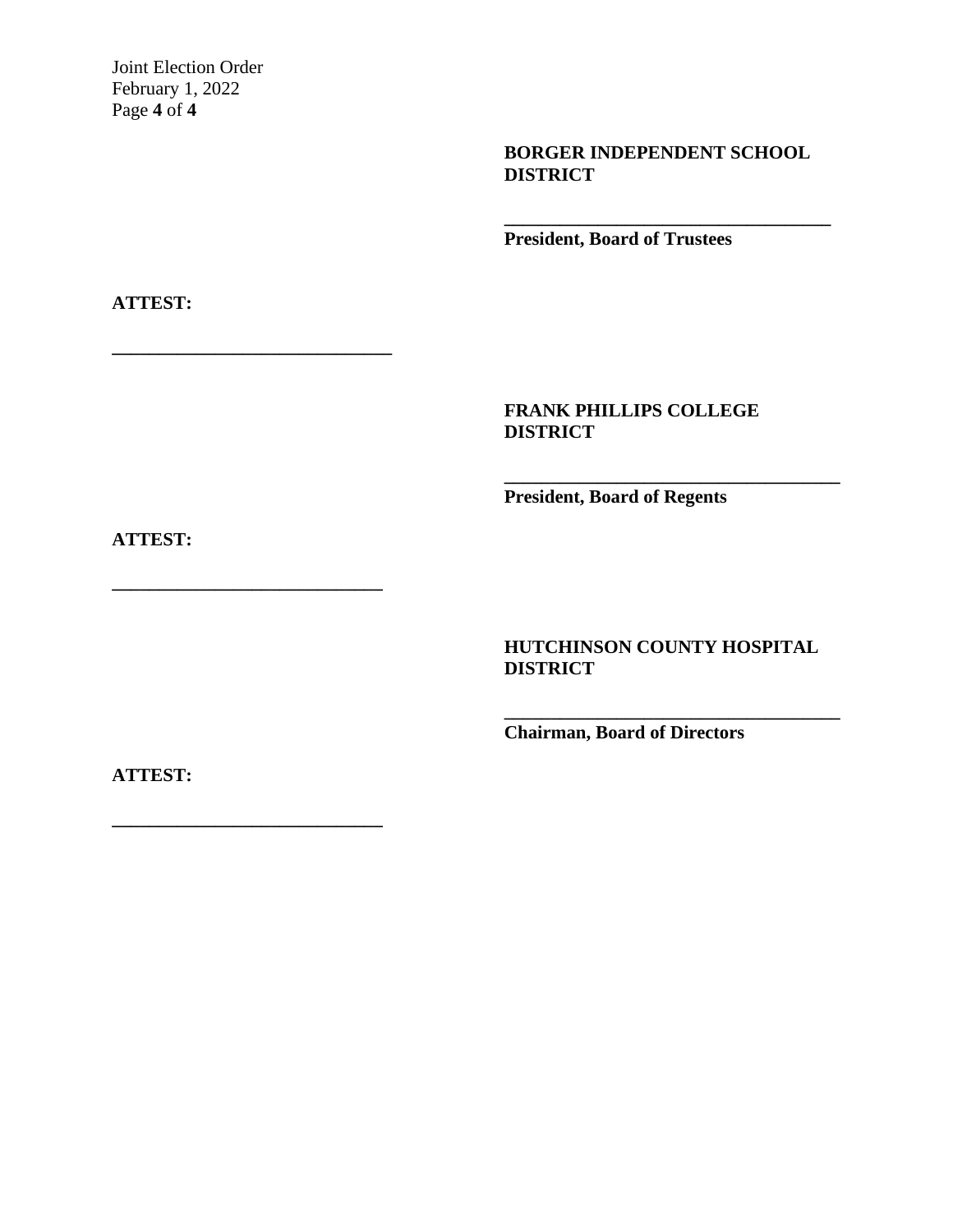**BORGER INDEPENDENT SCHOOL DISTRICT**

**\_\_\_\_\_\_\_\_\_\_\_\_\_\_\_\_\_\_\_\_\_\_\_\_\_\_\_\_\_\_\_\_\_\_\_**
**President, Board of Trustees**

**ATTEST:**

**\_\_\_\_\_\_\_\_\_\_\_\_\_\_\_\_\_\_\_\_\_\_\_\_\_\_\_\_\_\_**

**FRANK PHILLIPS COLLEGE DISTRICT**

**\_\_\_\_\_\_\_\_\_\_\_\_\_\_\_\_\_\_\_\_\_\_\_\_\_\_\_\_\_\_\_\_\_\_\_\_**
**President, Board of Regents**

**ATTEST:**

**\_\_\_\_\_\_\_\_\_\_\_\_\_\_\_\_\_\_\_\_\_\_\_\_\_\_\_\_\_**

**HUTCHINSON COUNTY HOSPITAL DISTRICT**

**\_\_\_\_\_\_\_\_\_\_\_\_\_\_\_\_\_\_\_\_\_\_\_\_\_\_\_\_\_\_\_\_\_\_\_\_**
**Chairman, Board of Directors**

**ATTEST:**

**\_\_\_\_\_\_\_\_\_\_\_\_\_\_\_\_\_\_\_\_\_\_\_\_\_\_\_\_\_**